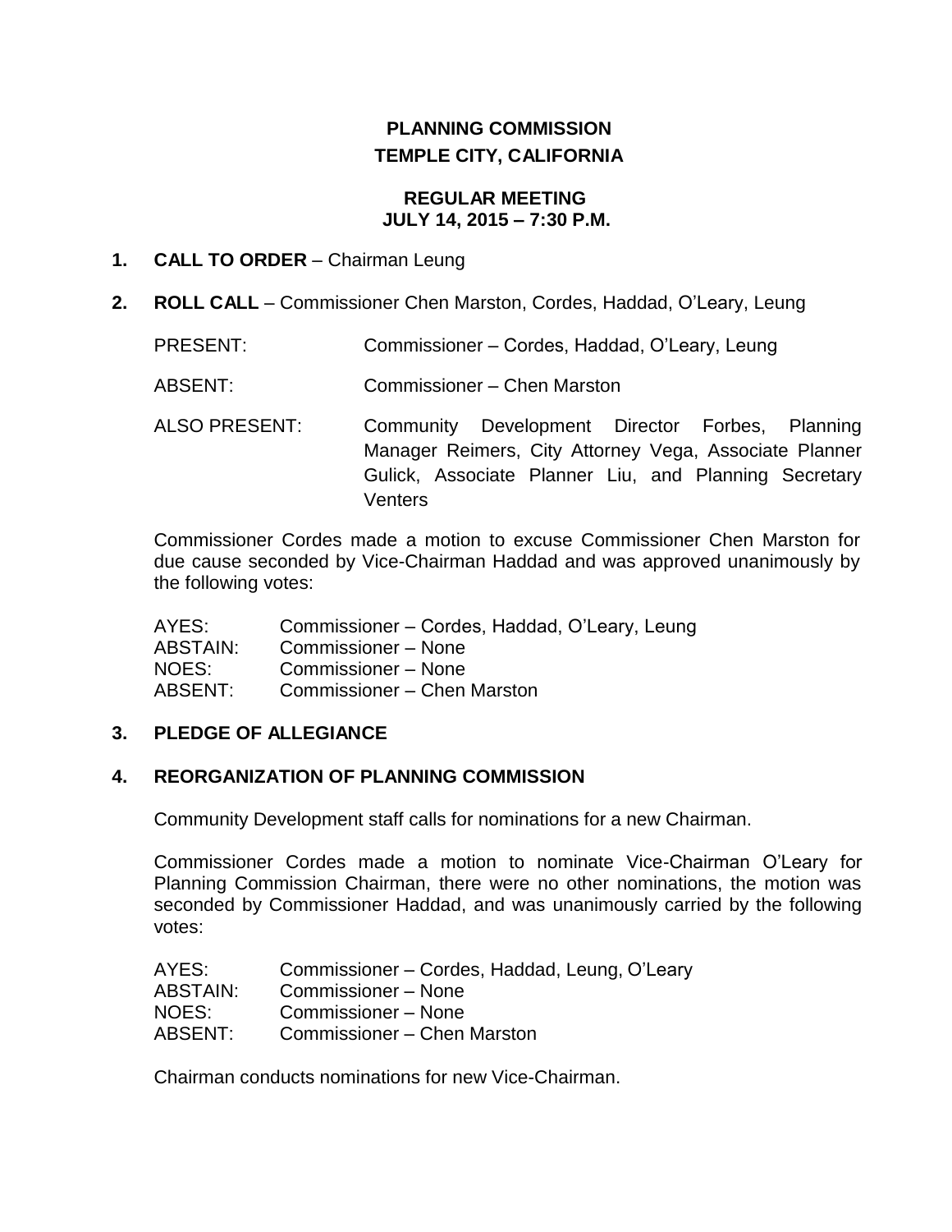# PLANNING COMMISSION
# TEMPLE CITY, CALIFORNIA

## REGULAR MEETING
## JULY 14, 2015 – 7:30 P.M.

**1. CALL TO ORDER** – Chairman Leung

**2. ROLL CALL** – Commissioner Chen Marston, Cordes, Haddad, O'Leary, Leung

| | |
|---|---|
| PRESENT: | Commissioner – Cordes, Haddad, O'Leary, Leung |
| ABSENT: | Commissioner – Chen Marston |
| ALSO PRESENT: | Community Development Director Forbes, Planning Manager Reimers, City Attorney Vega, Associate Planner Gulick, Associate Planner Liu, and Planning Secretary Venters |

Commissioner Cordes made a motion to excuse Commissioner Chen Marston for due cause seconded by Vice-Chairman Haddad and was approved unanimously by the following votes:

| | |
|---|---|
| AYES: | Commissioner – Cordes, Haddad, O'Leary, Leung |
| ABSTAIN: | Commissioner – None |
| NOES: | Commissioner – None |
| ABSENT: | Commissioner – Chen Marston |

**3. PLEDGE OF ALLEGIANCE**

**4. REORGANIZATION OF PLANNING COMMISSION**

Community Development staff calls for nominations for a new Chairman.

Commissioner Cordes made a motion to nominate Vice-Chairman O'Leary for Planning Commission Chairman, there were no other nominations, the motion was seconded by Commissioner Haddad, and was unanimously carried by the following votes:

| | |
|---|---|
| AYES: | Commissioner – Cordes, Haddad, Leung, O'Leary |
| ABSTAIN: | Commissioner – None |
| NOES: | Commissioner – None |
| ABSENT: | Commissioner – Chen Marston |

Chairman conducts nominations for new Vice-Chairman.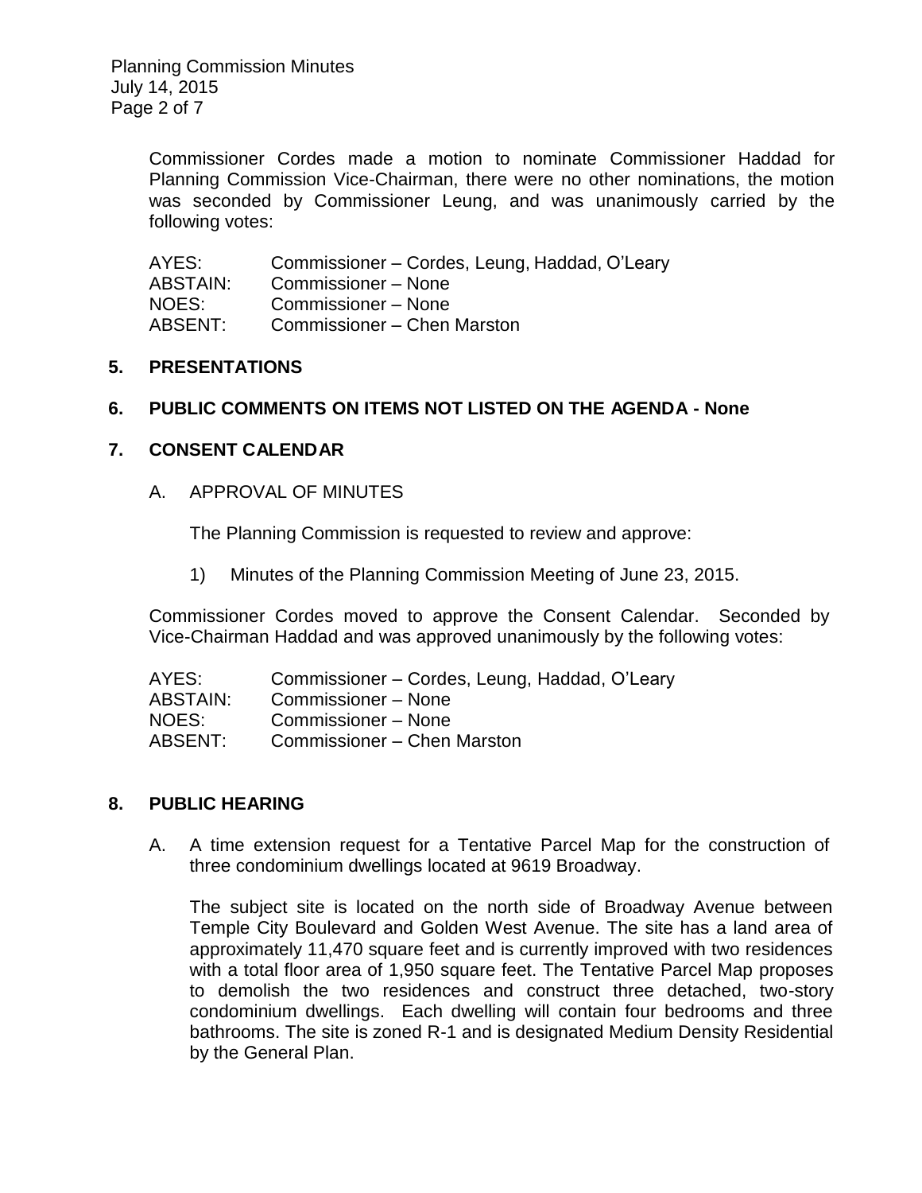Commissioner Cordes made a motion to nominate Commissioner Haddad for Planning Commission Vice-Chairman, there were no other nominations, the motion was seconded by Commissioner Leung, and was unanimously carried by the following votes:

| | |
|---|---|
| AYES: | Commissioner – Cordes, Leung, Haddad, O'Leary |
| ABSTAIN: | Commissioner – None |
| NOES: | Commissioner – None |
| ABSENT: | Commissioner – Chen Marston |

## 5. PRESENTATIONS

## 6. PUBLIC COMMENTS ON ITEMS NOT LISTED ON THE AGENDA - None

## 7. CONSENT CALENDAR

A. APPROVAL OF MINUTES

The Planning Commission is requested to review and approve:

1) Minutes of the Planning Commission Meeting of June 23, 2015.

Commissioner Cordes moved to approve the Consent Calendar. Seconded by Vice-Chairman Haddad and was approved unanimously by the following votes:

| | |
|---|---|
| AYES: | Commissioner – Cordes, Leung, Haddad, O'Leary |
| ABSTAIN: | Commissioner – None |
| NOES: | Commissioner – None |
| ABSENT: | Commissioner – Chen Marston |

## 8. PUBLIC HEARING

A. A time extension request for a Tentative Parcel Map for the construction of three condominium dwellings located at 9619 Broadway.

The subject site is located on the north side of Broadway Avenue between Temple City Boulevard and Golden West Avenue. The site has a land area of approximately 11,470 square feet and is currently improved with two residences with a total floor area of 1,950 square feet. The Tentative Parcel Map proposes to demolish the two residences and construct three detached, two-story condominium dwellings. Each dwelling will contain four bedrooms and three bathrooms. The site is zoned R-1 and is designated Medium Density Residential by the General Plan.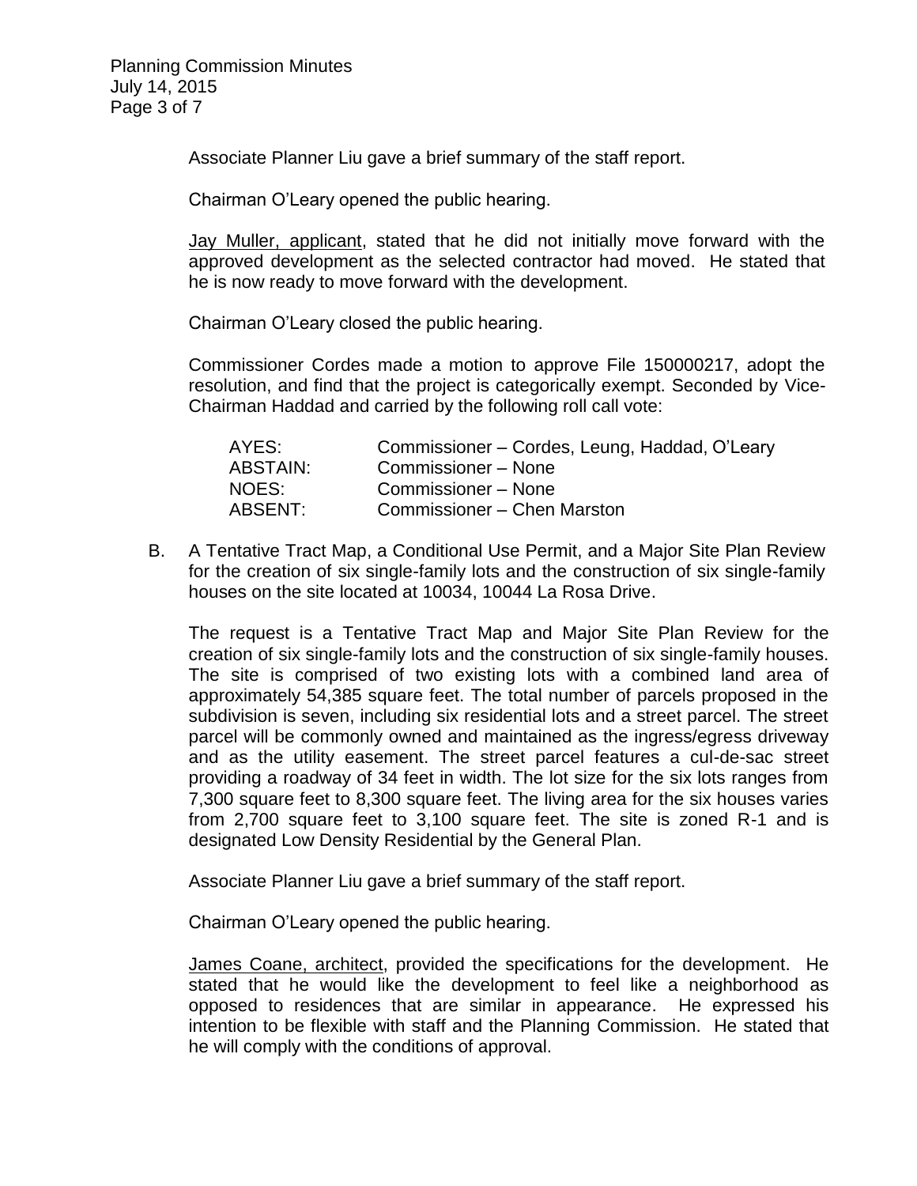Associate Planner Liu gave a brief summary of the staff report.

Chairman O'Leary opened the public hearing.

Jay Muller, applicant, stated that he did not initially move forward with the approved development as the selected contractor had moved. He stated that he is now ready to move forward with the development.

Chairman O'Leary closed the public hearing.

Commissioner Cordes made a motion to approve File 150000217, adopt the resolution, and find that the project is categorically exempt. Seconded by Vice-Chairman Haddad and carried by the following roll call vote:

| | |
|---|---|
| AYES: | Commissioner – Cordes, Leung, Haddad, O'Leary |
| ABSTAIN: | Commissioner – None |
| NOES: | Commissioner – None |
| ABSENT: | Commissioner – Chen Marston |

B. A Tentative Tract Map, a Conditional Use Permit, and a Major Site Plan Review for the creation of six single-family lots and the construction of six single-family houses on the site located at 10034, 10044 La Rosa Drive.

The request is a Tentative Tract Map and Major Site Plan Review for the creation of six single-family lots and the construction of six single-family houses. The site is comprised of two existing lots with a combined land area of approximately 54,385 square feet. The total number of parcels proposed in the subdivision is seven, including six residential lots and a street parcel. The street parcel will be commonly owned and maintained as the ingress/egress driveway and as the utility easement. The street parcel features a cul-de-sac street providing a roadway of 34 feet in width. The lot size for the six lots ranges from 7,300 square feet to 8,300 square feet. The living area for the six houses varies from 2,700 square feet to 3,100 square feet. The site is zoned R-1 and is designated Low Density Residential by the General Plan.

Associate Planner Liu gave a brief summary of the staff report.

Chairman O'Leary opened the public hearing.

James Coane, architect, provided the specifications for the development. He stated that he would like the development to feel like a neighborhood as opposed to residences that are similar in appearance. He expressed his intention to be flexible with staff and the Planning Commission. He stated that he will comply with the conditions of approval.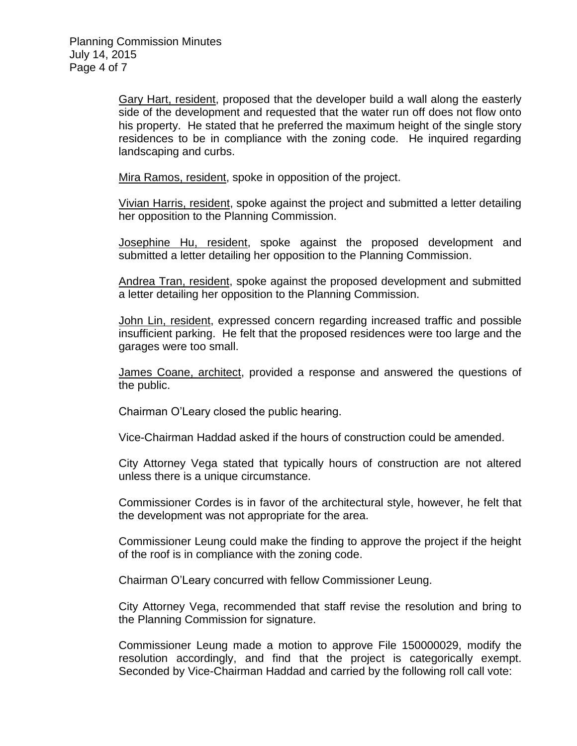Gary Hart, resident, proposed that the developer build a wall along the easterly side of the development and requested that the water run off does not flow onto his property. He stated that he preferred the maximum height of the single story residences to be in compliance with the zoning code. He inquired regarding landscaping and curbs.

Mira Ramos, resident, spoke in opposition of the project.

Vivian Harris, resident, spoke against the project and submitted a letter detailing her opposition to the Planning Commission.

Josephine Hu, resident, spoke against the proposed development and submitted a letter detailing her opposition to the Planning Commission.

Andrea Tran, resident, spoke against the proposed development and submitted a letter detailing her opposition to the Planning Commission.

John Lin, resident, expressed concern regarding increased traffic and possible insufficient parking. He felt that the proposed residences were too large and the garages were too small.

James Coane, architect, provided a response and answered the questions of the public.

Chairman O'Leary closed the public hearing.

Vice-Chairman Haddad asked if the hours of construction could be amended.

City Attorney Vega stated that typically hours of construction are not altered unless there is a unique circumstance.

Commissioner Cordes is in favor of the architectural style, however, he felt that the development was not appropriate for the area.

Commissioner Leung could make the finding to approve the project if the height of the roof is in compliance with the zoning code.

Chairman O'Leary concurred with fellow Commissioner Leung.

City Attorney Vega, recommended that staff revise the resolution and bring to the Planning Commission for signature.

Commissioner Leung made a motion to approve File 150000029, modify the resolution accordingly, and find that the project is categorically exempt. Seconded by Vice-Chairman Haddad and carried by the following roll call vote: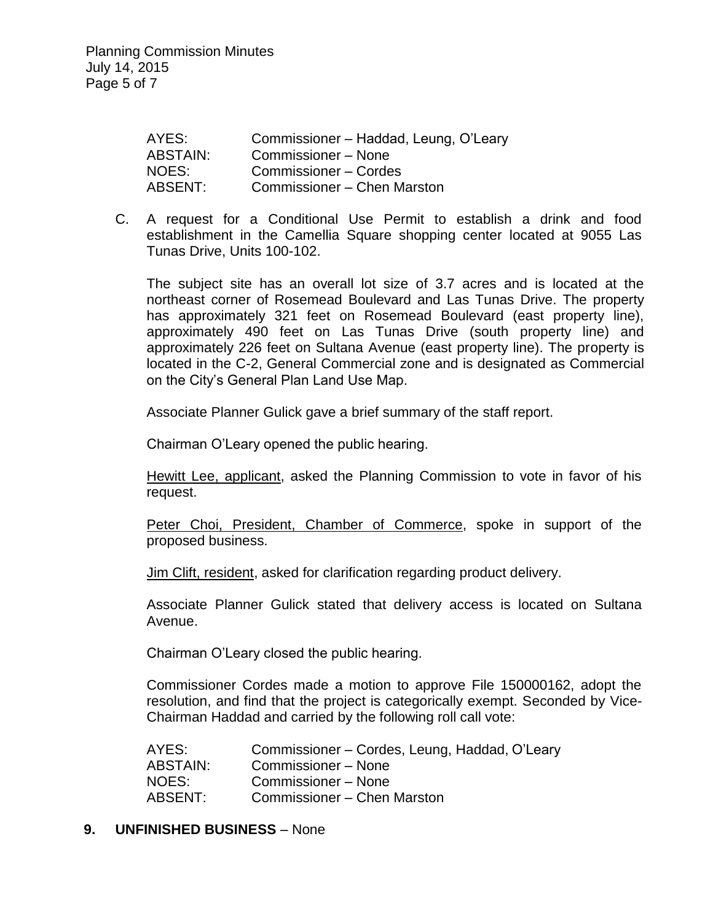| | |
|---|---|
| AYES: | Commissioner – Haddad, Leung, O'Leary |
| ABSTAIN: | Commissioner – None |
| NOES: | Commissioner – Cordes |
| ABSENT: | Commissioner – Chen Marston |

C. A request for a Conditional Use Permit to establish a drink and food establishment in the Camellia Square shopping center located at 9055 Las Tunas Drive, Units 100-102.

The subject site has an overall lot size of 3.7 acres and is located at the northeast corner of Rosemead Boulevard and Las Tunas Drive. The property has approximately 321 feet on Rosemead Boulevard (east property line), approximately 490 feet on Las Tunas Drive (south property line) and approximately 226 feet on Sultana Avenue (east property line). The property is located in the C-2, General Commercial zone and is designated as Commercial on the City's General Plan Land Use Map.

Associate Planner Gulick gave a brief summary of the staff report.

Chairman O'Leary opened the public hearing.

Hewitt Lee, applicant, asked the Planning Commission to vote in favor of his request.

Peter Choi, President, Chamber of Commerce, spoke in support of the proposed business.

Jim Clift, resident, asked for clarification regarding product delivery.

Associate Planner Gulick stated that delivery access is located on Sultana Avenue.

Chairman O'Leary closed the public hearing.

Commissioner Cordes made a motion to approve File 150000162, adopt the resolution, and find that the project is categorically exempt. Seconded by Vice-Chairman Haddad and carried by the following roll call vote:

| | |
|---|---|
| AYES: | Commissioner – Cordes, Leung, Haddad, O'Leary |
| ABSTAIN: | Commissioner – None |
| NOES: | Commissioner – None |
| ABSENT: | Commissioner – Chen Marston |

**9. UNFINISHED BUSINESS** – None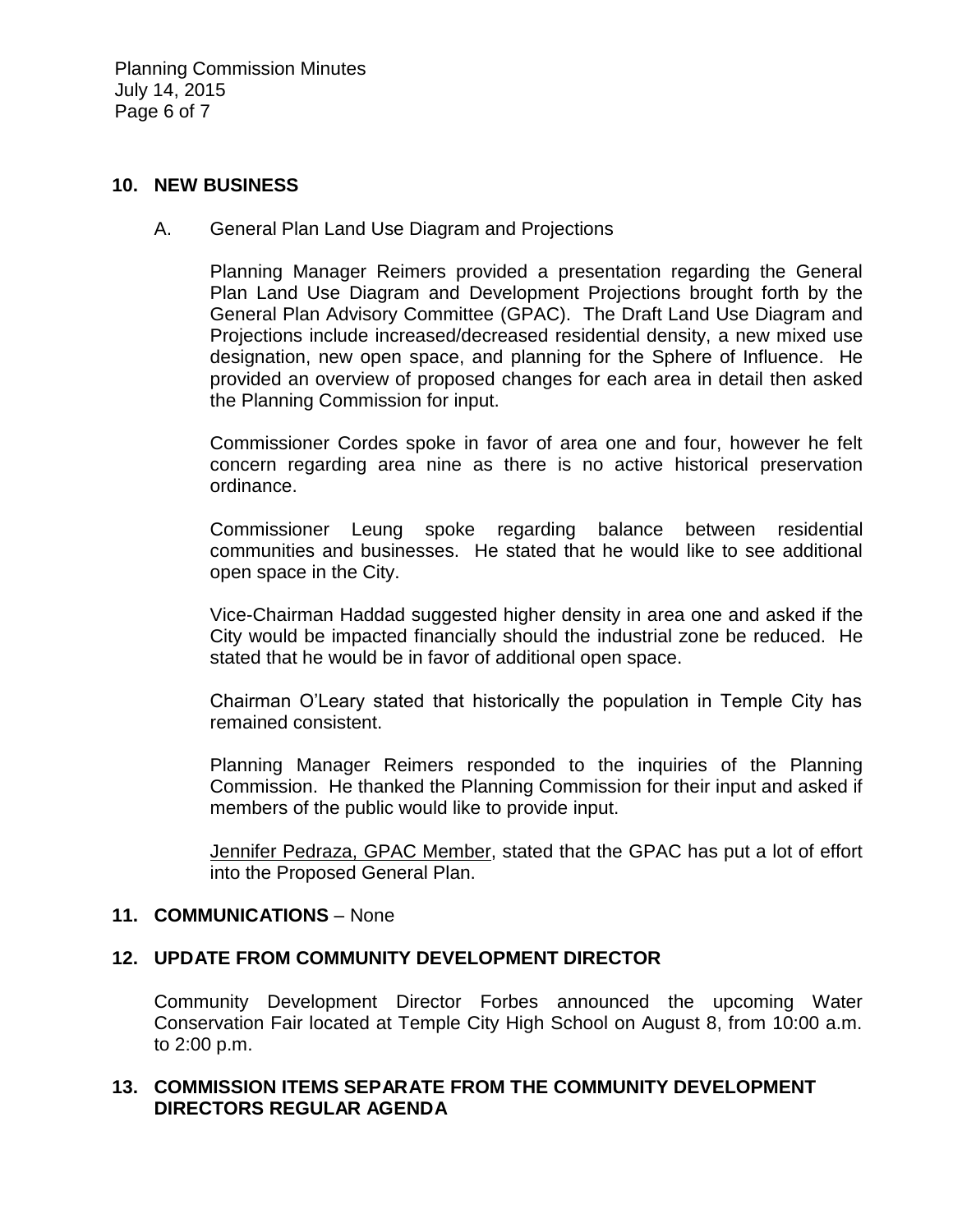## 10. NEW BUSINESS

A. General Plan Land Use Diagram and Projections

Planning Manager Reimers provided a presentation regarding the General Plan Land Use Diagram and Development Projections brought forth by the General Plan Advisory Committee (GPAC). The Draft Land Use Diagram and Projections include increased/decreased residential density, a new mixed use designation, new open space, and planning for the Sphere of Influence. He provided an overview of proposed changes for each area in detail then asked the Planning Commission for input.

Commissioner Cordes spoke in favor of area one and four, however he felt concern regarding area nine as there is no active historical preservation ordinance.

Commissioner Leung spoke regarding balance between residential communities and businesses. He stated that he would like to see additional open space in the City.

Vice-Chairman Haddad suggested higher density in area one and asked if the City would be impacted financially should the industrial zone be reduced. He stated that he would be in favor of additional open space.

Chairman O'Leary stated that historically the population in Temple City has remained consistent.

Planning Manager Reimers responded to the inquiries of the Planning Commission. He thanked the Planning Commission for their input and asked if members of the public would like to provide input.

Jennifer Pedraza, GPAC Member, stated that the GPAC has put a lot of effort into the Proposed General Plan.

## 11. COMMUNICATIONS – None

## 12. UPDATE FROM COMMUNITY DEVELOPMENT DIRECTOR

Community Development Director Forbes announced the upcoming Water Conservation Fair located at Temple City High School on August 8, from 10:00 a.m. to 2:00 p.m.

## 13. COMMISSION ITEMS SEPARATE FROM THE COMMUNITY DEVELOPMENT DIRECTORS REGULAR AGENDA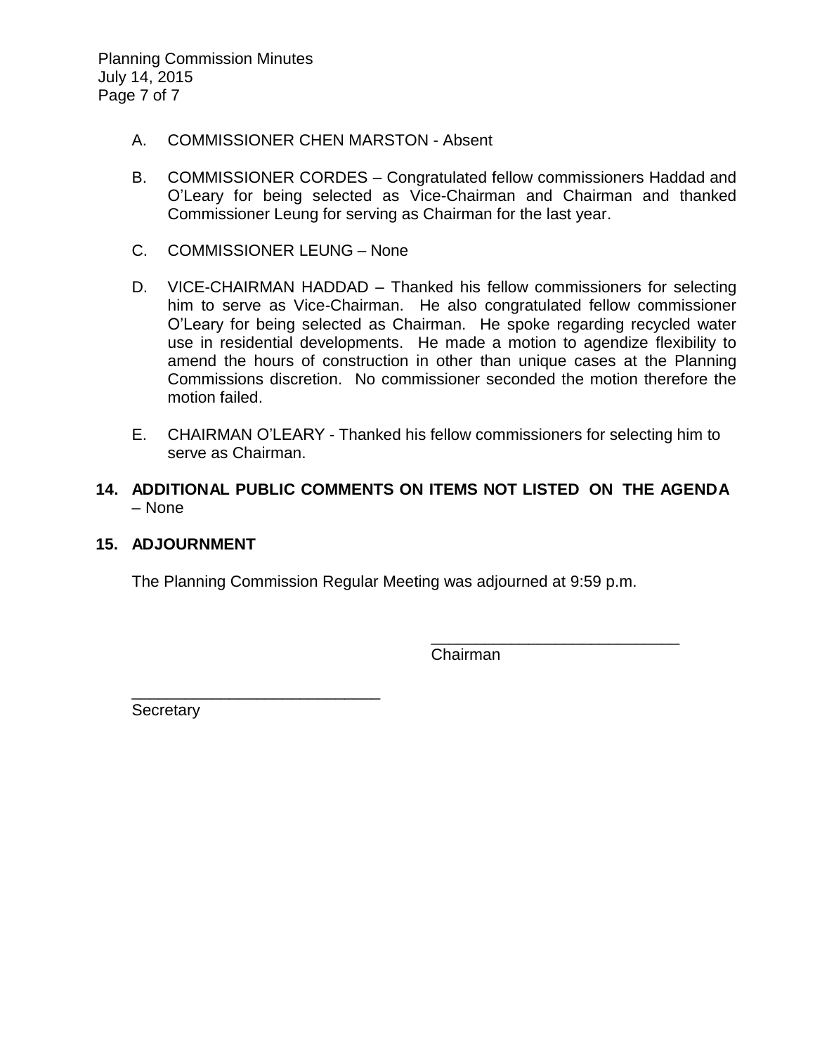A. COMMISSIONER CHEN MARSTON - Absent

B. COMMISSIONER CORDES – Congratulated fellow commissioners Haddad and O'Leary for being selected as Vice-Chairman and Chairman and thanked Commissioner Leung for serving as Chairman for the last year.

C. COMMISSIONER LEUNG – None

D. VICE-CHAIRMAN HADDAD – Thanked his fellow commissioners for selecting him to serve as Vice-Chairman. He also congratulated fellow commissioner O'Leary for being selected as Chairman. He spoke regarding recycled water use in residential developments. He made a motion to agendize flexibility to amend the hours of construction in other than unique cases at the Planning Commissions discretion. No commissioner seconded the motion therefore the motion failed.

E. CHAIRMAN O'LEARY - Thanked his fellow commissioners for selecting him to serve as Chairman.

**14. ADDITIONAL PUBLIC COMMENTS ON ITEMS NOT LISTED ON THE AGENDA** – None

**15. ADJOURNMENT**

The Planning Commission Regular Meeting was adjourned at 9:59 p.m.

____________________________
Chairman

____________________________
Secretary